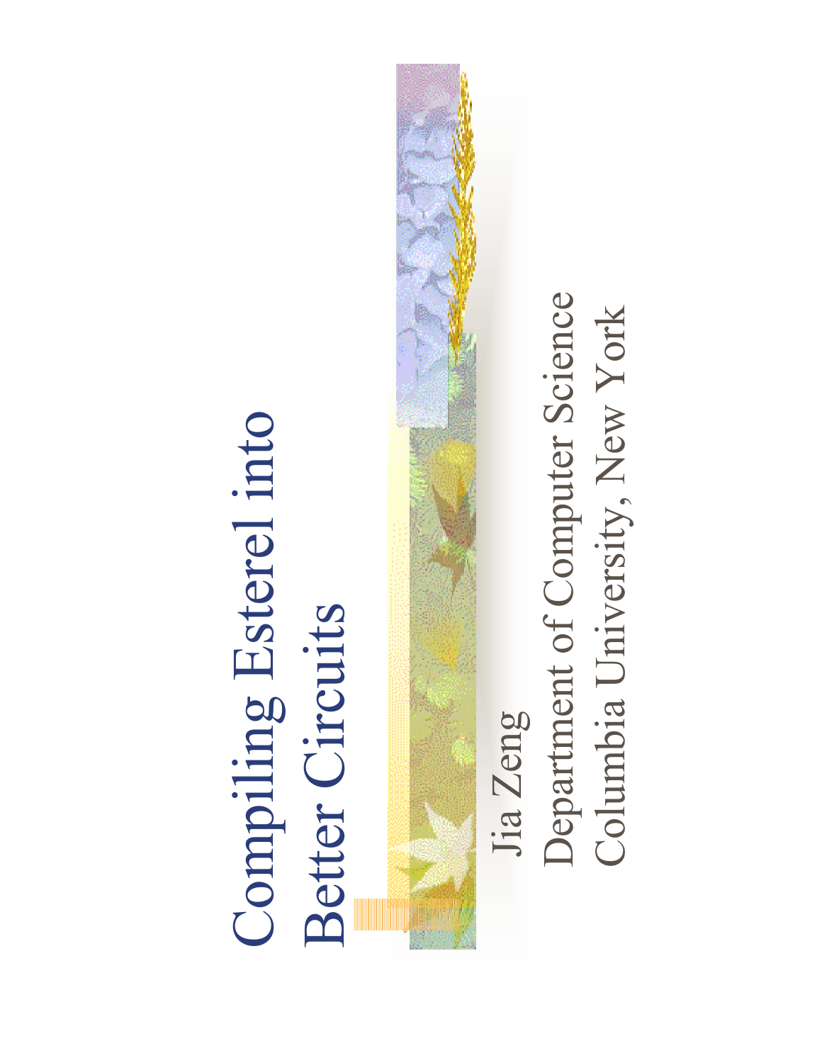# Compiling Esterel into Better Circuits

Jia Zeng

Department of Computer Science
Columbia University, New York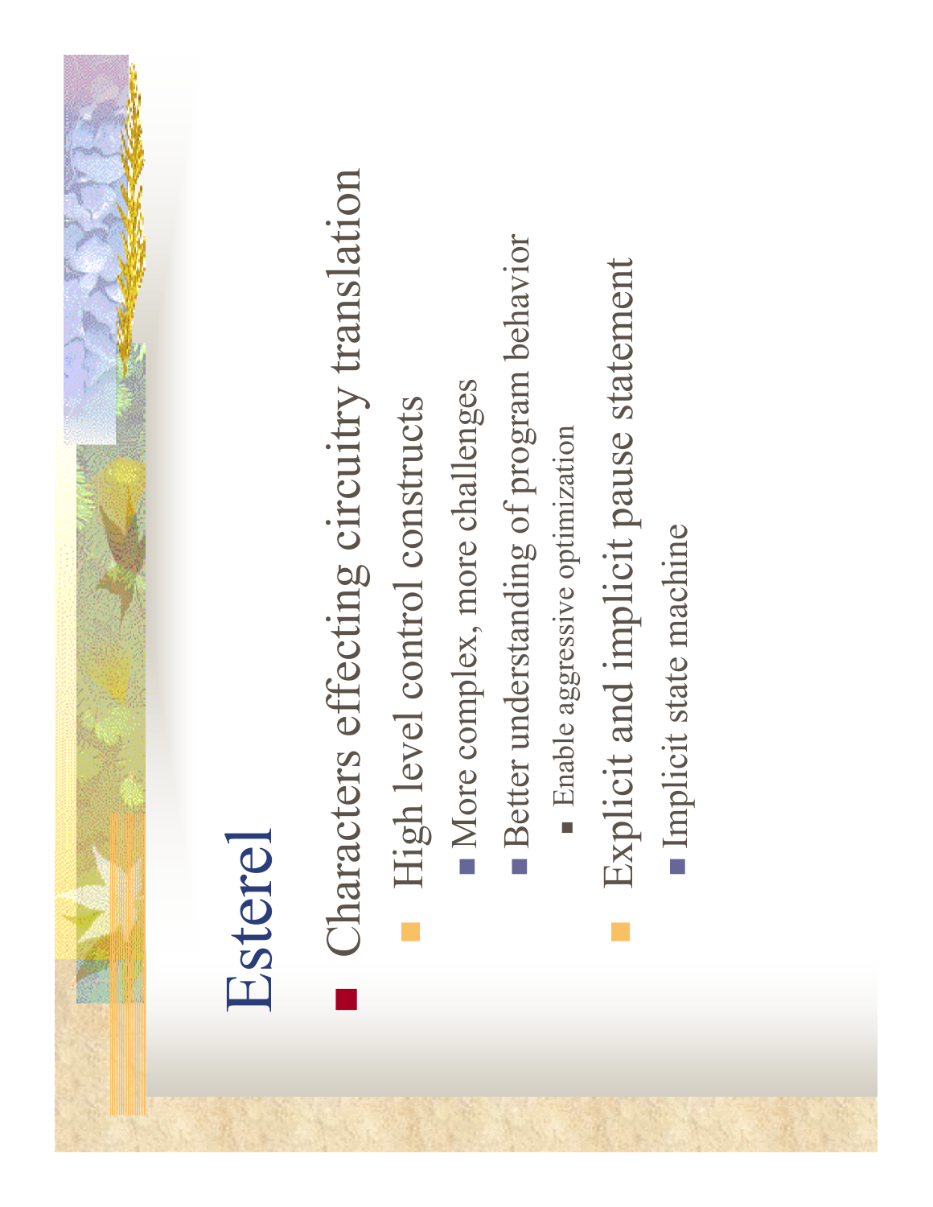# Esterel

- Characters effecting circuitry translation
  - High level control constructs
    - More complex, more challenges
    - Better understanding of program behavior
      - Enable aggressive optimization
  - Explicit and implicit pause statement
    - Implicit state machine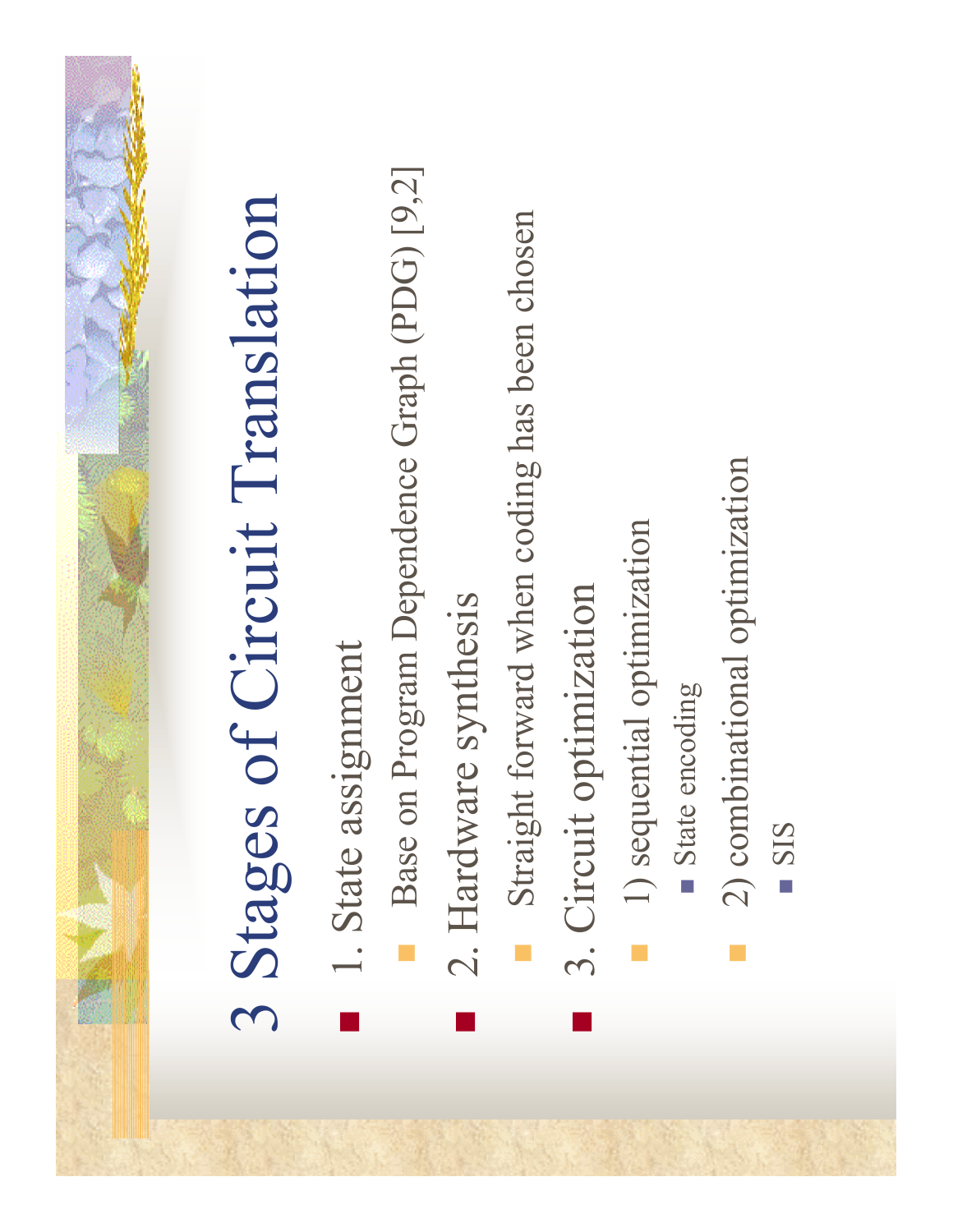# 3 Stages of Circuit Translation

- 1. State assignment
  - Base on Program Dependence Graph (PDG) [9,2]
- 2. Hardware synthesis
  - Straight forward when coding has been chosen
- 3. Circuit optimization
  - 1) sequential optimization
    - State encoding
  - 2) combinational optimization
    - SIS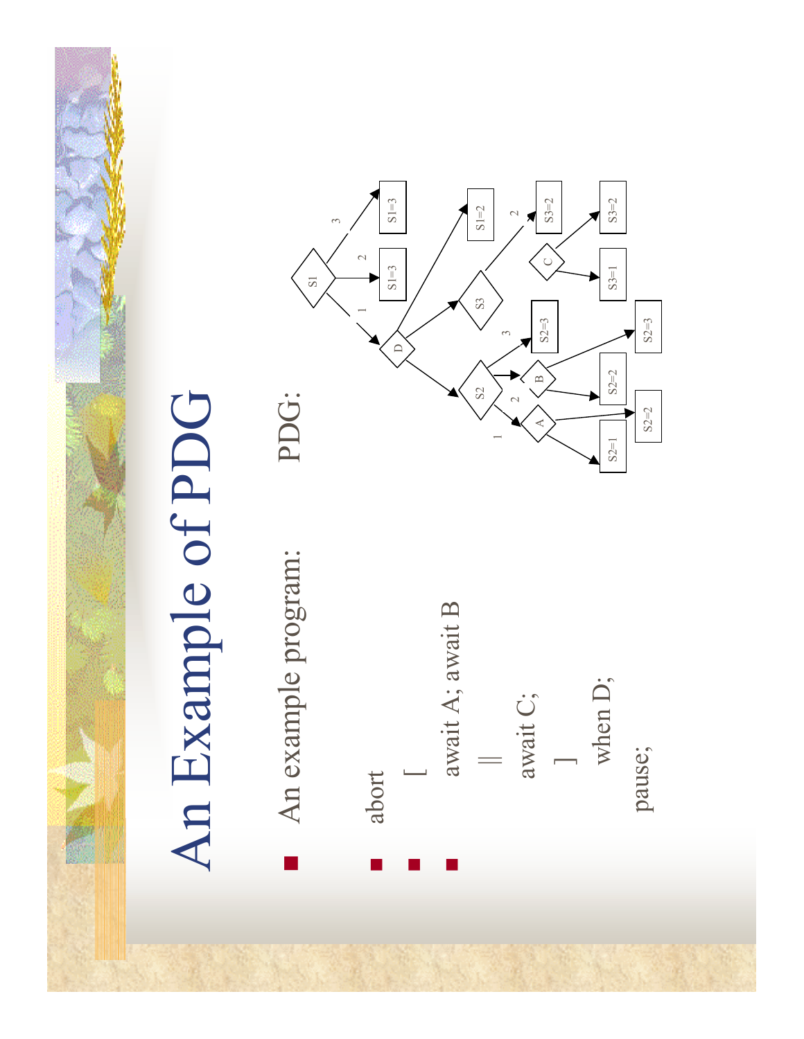# An Example of PDG

- An example program:

```
abort
  [
    await A; await B
    ||
    await C;
  ]
  when D;
pause;
```

PDG: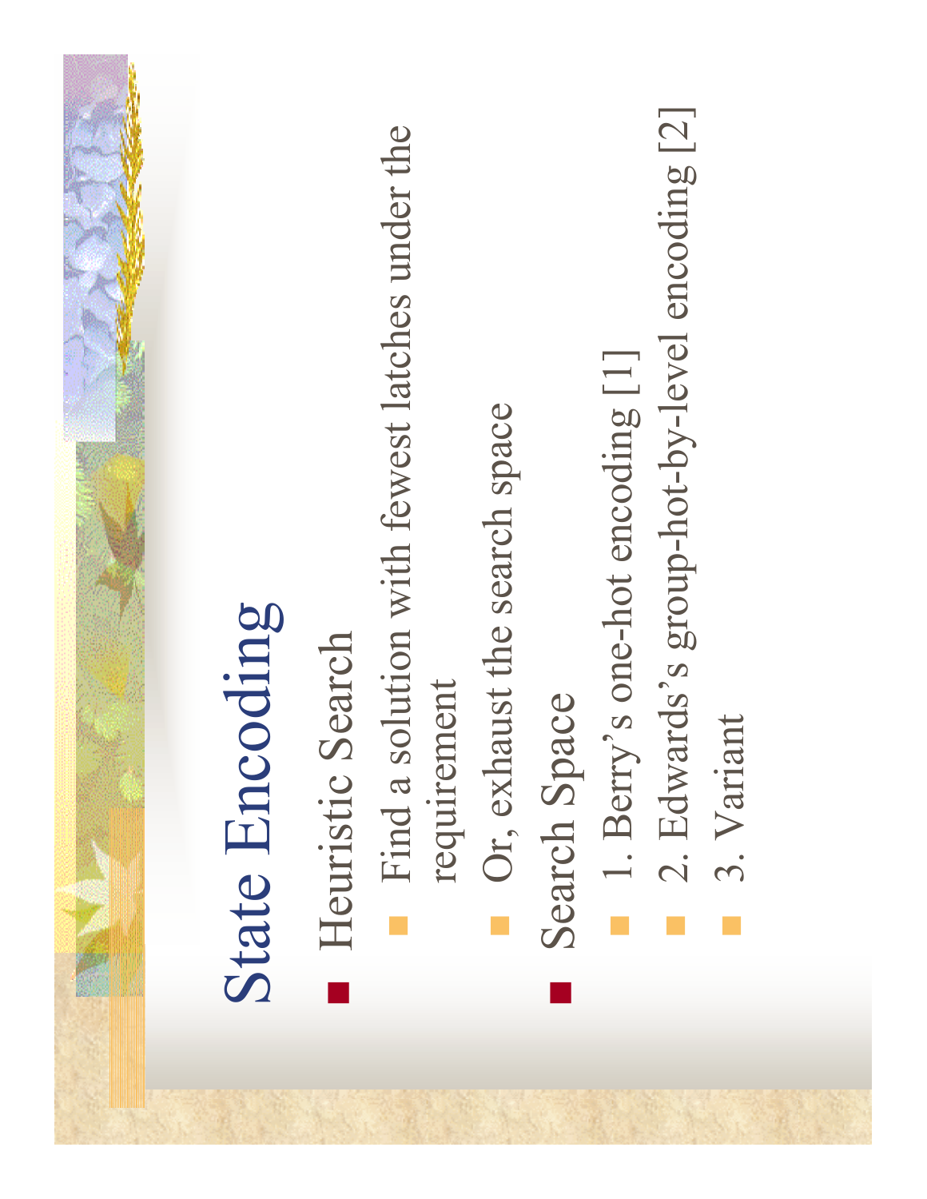# State Encoding

- Heuristic Search
  - Find a solution with fewest latches under the requirement
  - Or, exhaust the search space
- Search Space
  - 1. Berry’s one-hot encoding [1]
  - 2. Edwards’s group-hot-by-level encoding [2]
  - 3. Variant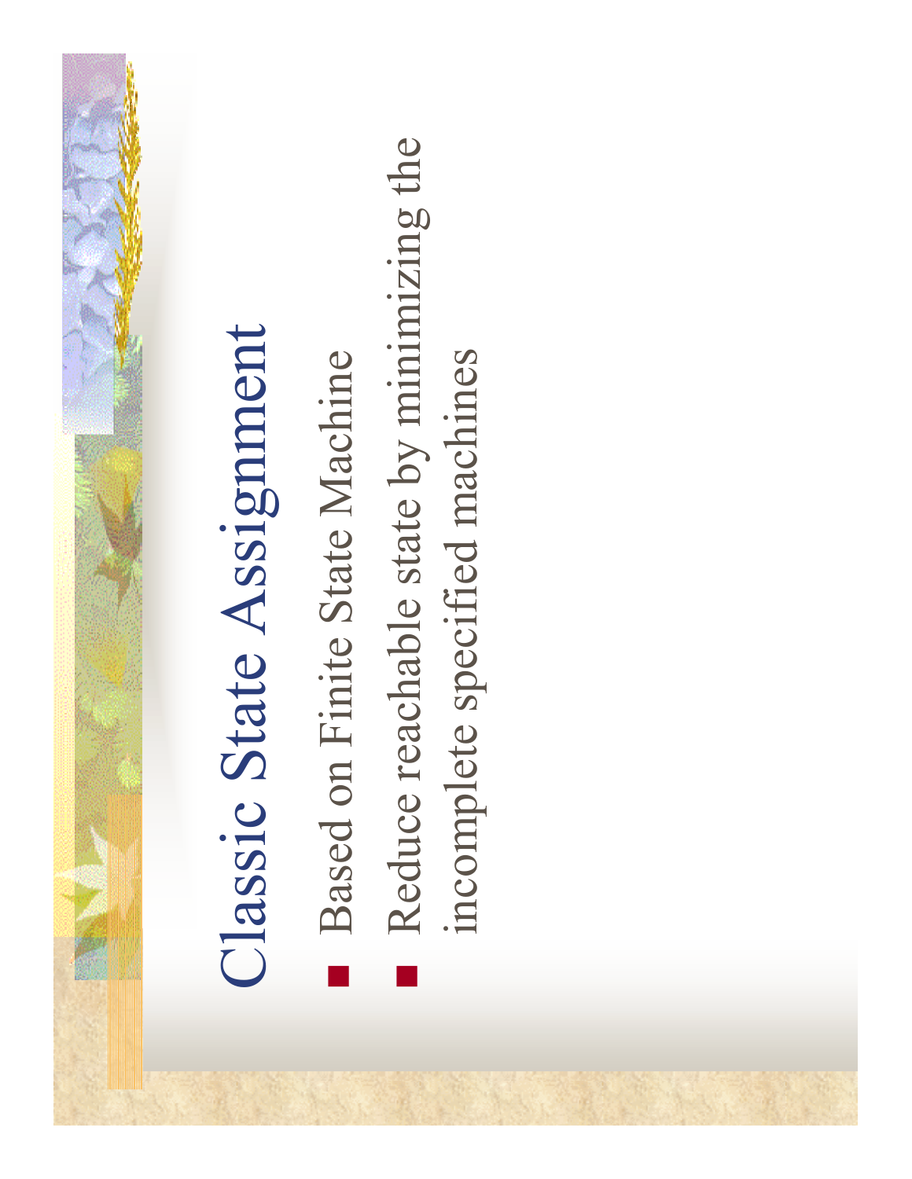# Classic State Assignment

- Based on Finite State Machine
- Reduce reachable state by minimizing the incomplete specified machines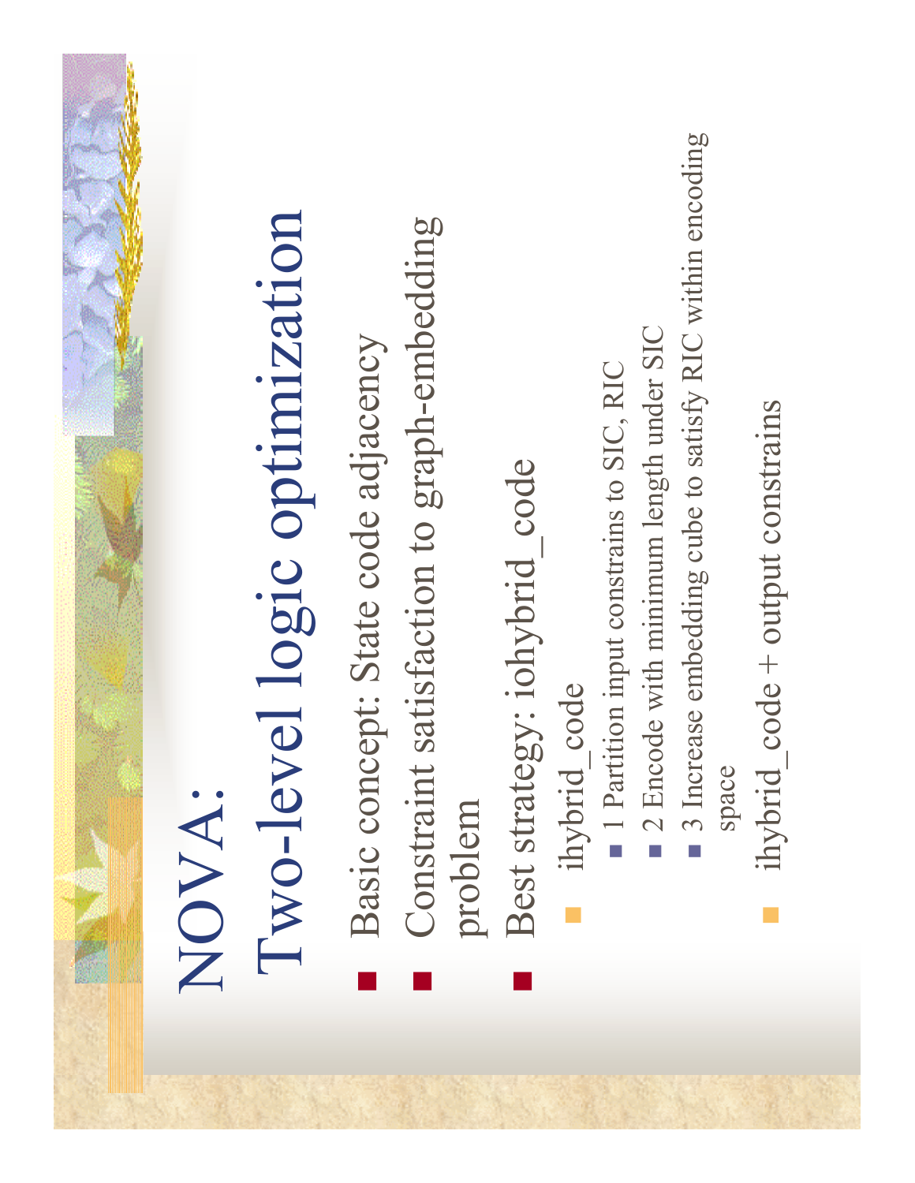# NOVA: Two-level logic optimization

- Basic concept: State code adjacency
- Constraint satisfaction to graph-embedding problem
- Best strategy: iohybrid_code
  - ihybrid_code
    - 1 Partition input constrains to SIC, RIC
    - 2 Encode with minimum length under SIC
    - 3 Increase embedding cube to satisfy RIC within encoding space
  - ihybrid_code + output constrains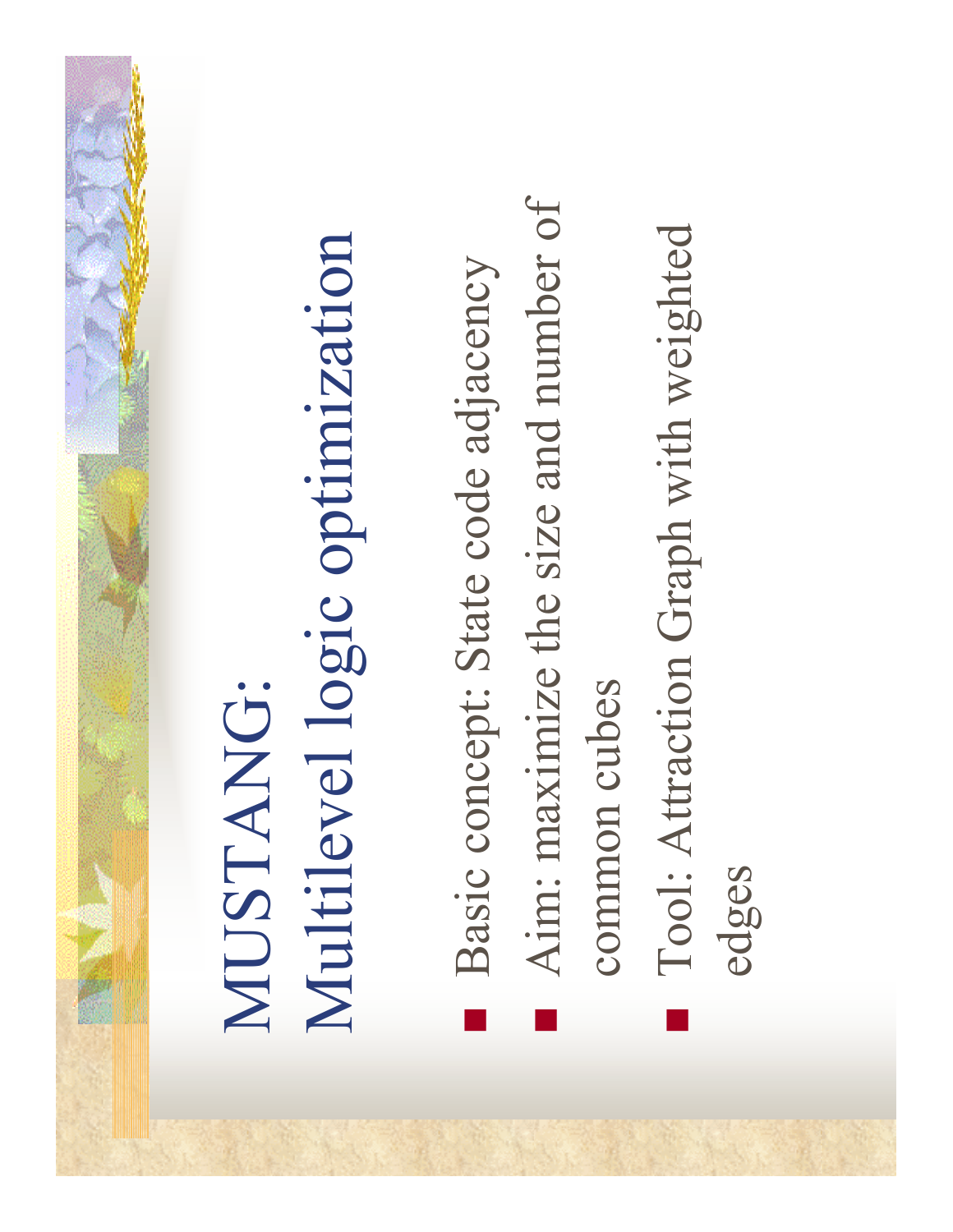# MUSTANG: Multilevel logic optimization

- Basic concept: State code adjacency
- Aim: maximize the size and number of common cubes
- Tool: Attraction Graph with weighted edges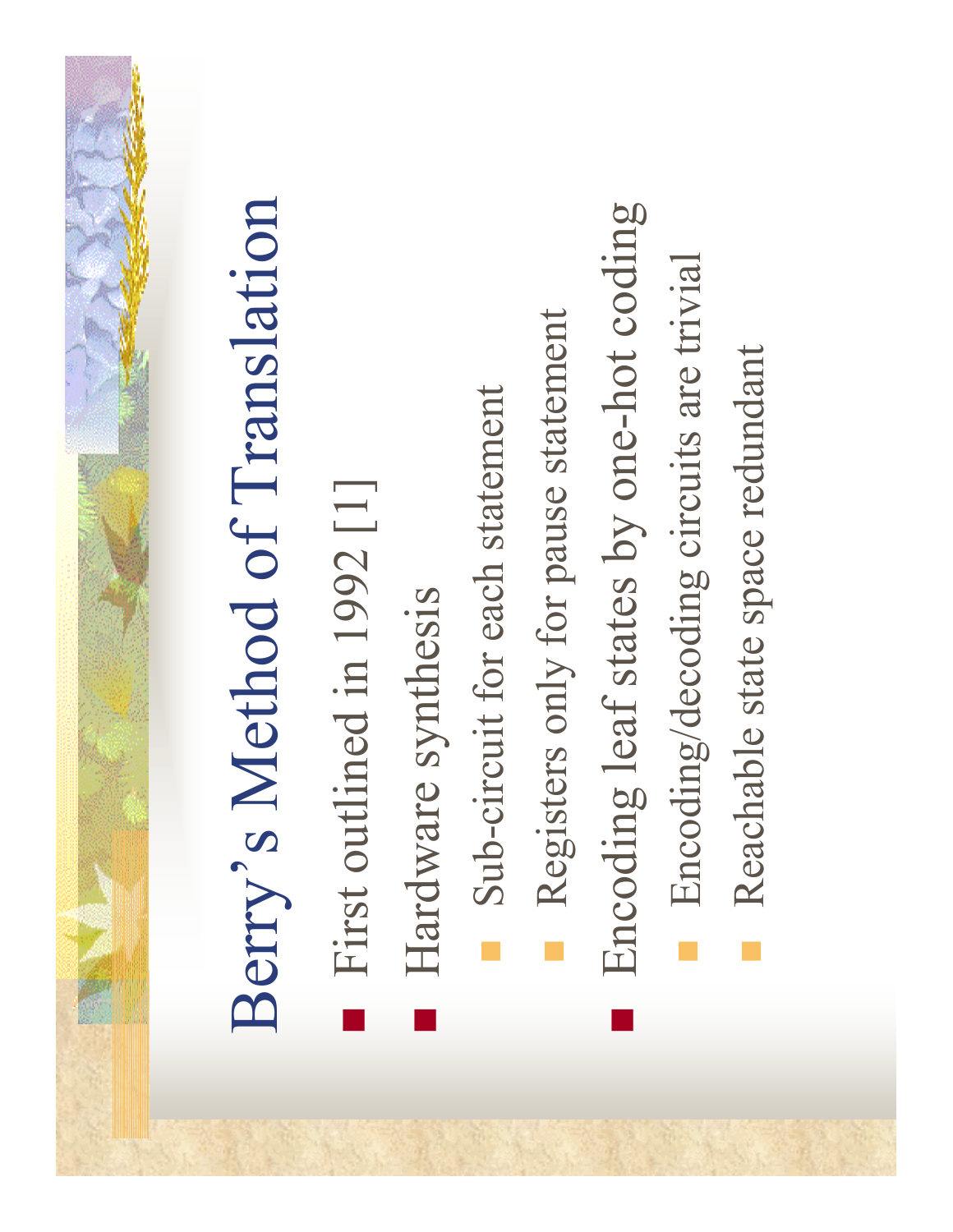# Berry's Method of Translation

- First outlined in 1992 [1]
- Hardware synthesis
  - Sub-circuit for each statement
  - Registers only for pause statement
- Encoding leaf states by one-hot coding
  - Encoding/decoding circuits are trivial
  - Reachable state space redundant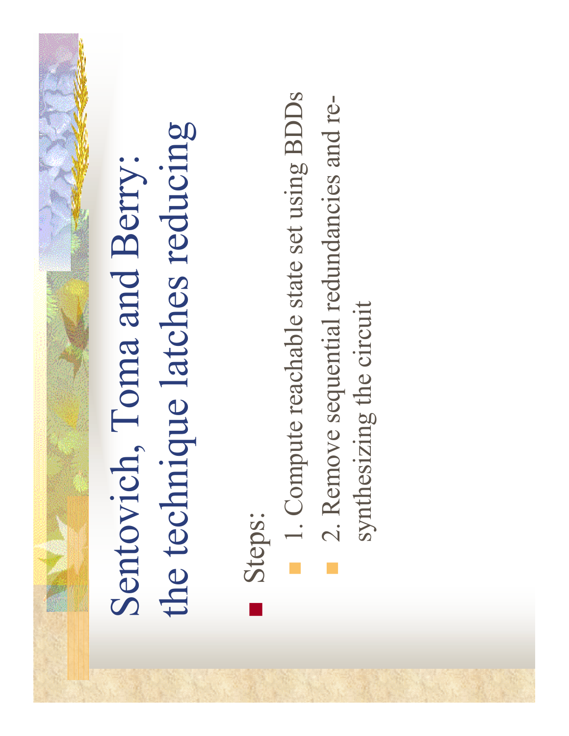# Sentovich, Toma and Berry: the technique latches reducing

- Steps:
  - 1. Compute reachable state set using BDDs
  - 2. Remove sequential redundancies and re-synthesizing the circuit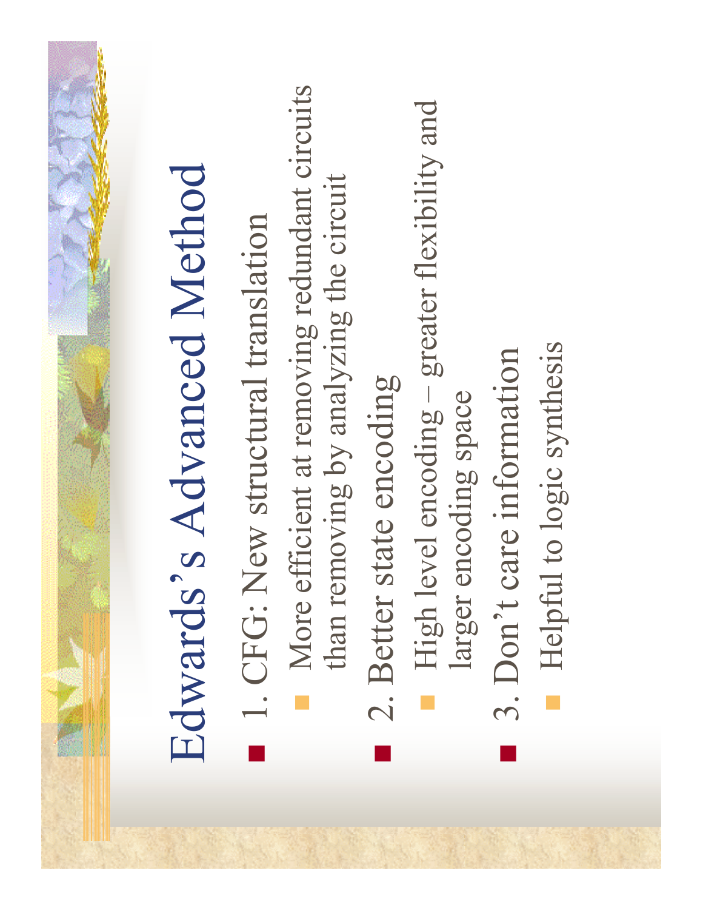# Edwards's Advanced Method

- 1. CFG: New structural translation
  - More efficient at removing redundant circuits than removing by analyzing the circuit
- 2. Better state encoding
  - High level encoding – greater flexibility and larger encoding space
- 3. Don't care information
  - Helpful to logic synthesis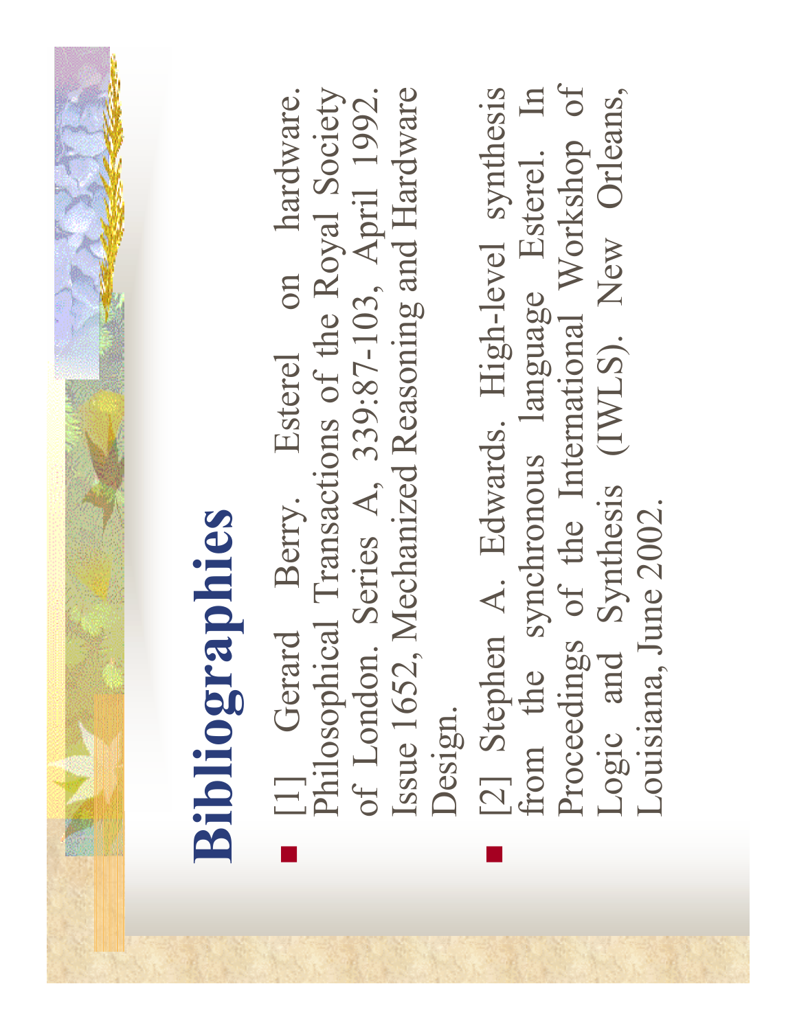# Bibliographies

- [1] Gerard Berry. Esterel on hardware. Philosophical Transactions of the Royal Society of London. Series A, 339:87-103, April 1992. Issue 1652, Mechanized Reasoning and Hardware Design.
- [2] Stephen A. Edwards. High-level synthesis from the synchronous language Esterel. In Proceedings of the International Workshop of Logic and Synthesis (IWLS). New Orleans, Louisiana, June 2002.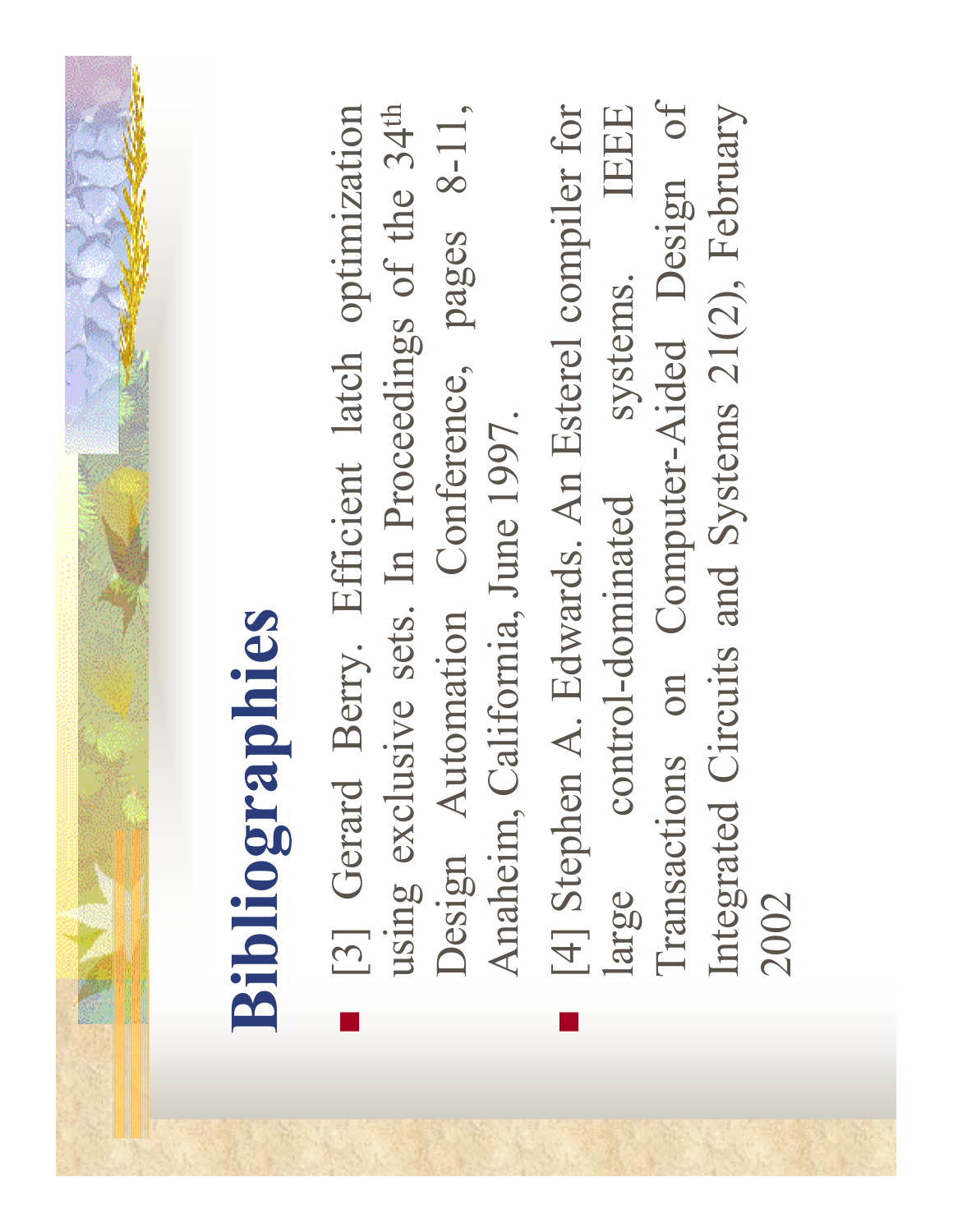# Bibliographies

- [3] Gerard Berry. Efficient latch optimization using exclusive sets. In Proceedings of the 34th Design Automation Conference, pages 8-11, Anaheim, California, June 1997.
- [4] Stephen A. Edwards. An Esterel compiler for large control-dominated systems. IEEE Transactions on Computer-Aided Design of Integrated Circuits and Systems 21(2), February 2002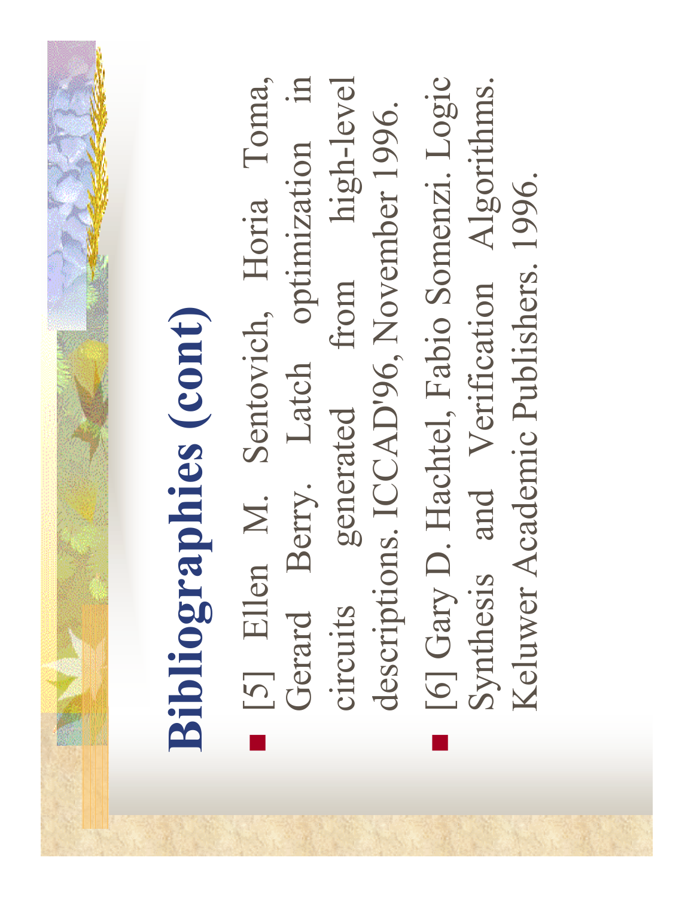# Bibliographies (cont)

- [5] Ellen M. Sentovich, Horia Toma, Gerard Berry. Latch optimization in circuits generated from high-level descriptions. ICCAD'96, November 1996.
- [6] Gary D. Hachtel, Fabio Somenzi. Logic Synthesis and Verification Algorithms. Keluwer Academic Publishers. 1996.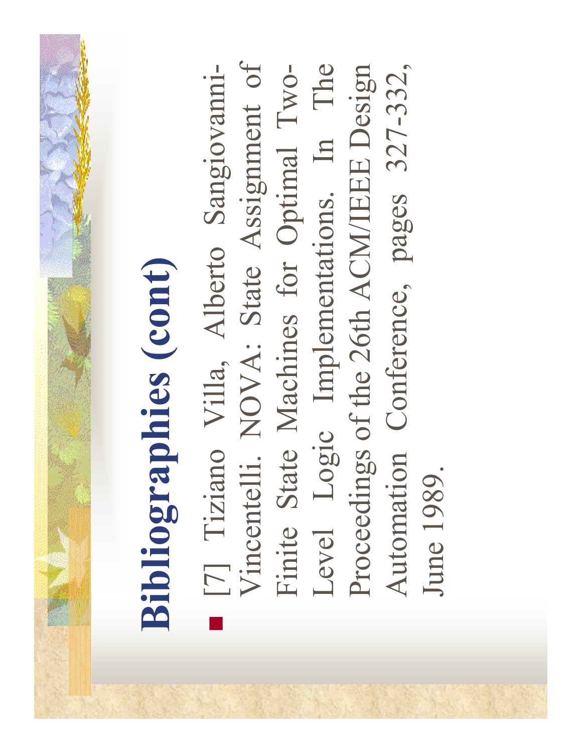# Bibliographies (cont)

- [7] Tiziano Villa, Alberto Sangiovanni-Vincentelli. NOVA: State Assignment of Finite State Machines for Optimal Two-Level Logic Implementations. In The Proceedings of the 26th ACM/IEEE Design Automation Conference, pages 327-332, June 1989.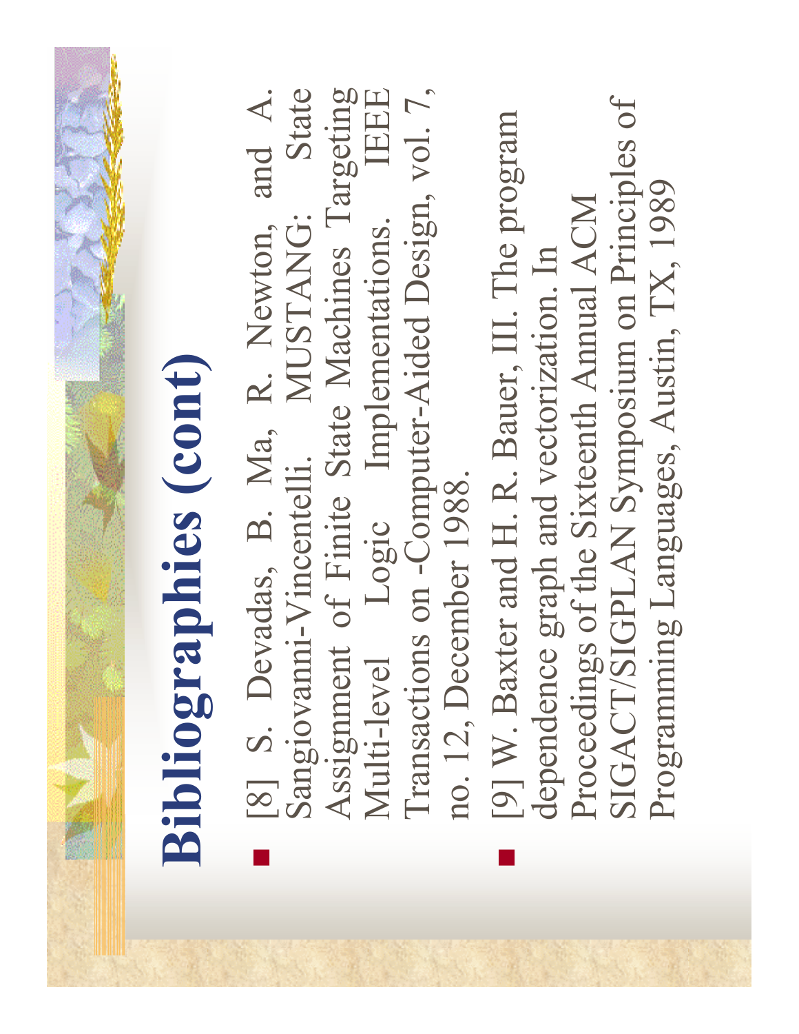# Bibliographies (cont)

- [8] S. Devadas, B. Ma, R. Newton, and A. Sangiovanni-Vincentelli. MUSTANG: State Assignment of Finite State Machines Targeting Multi-level Logic Implementations. IEEE Transactions on -Computer-Aided Design, vol. 7, no. 12, December 1988.
- [9] W. Baxter and H. R. Bauer, III. The program dependence graph and vectorization. In Proceedings of the Sixteenth Annual ACM SIGACT/SIGPLAN Symposium on Principles of Programming Languages, Austin, TX, 1989